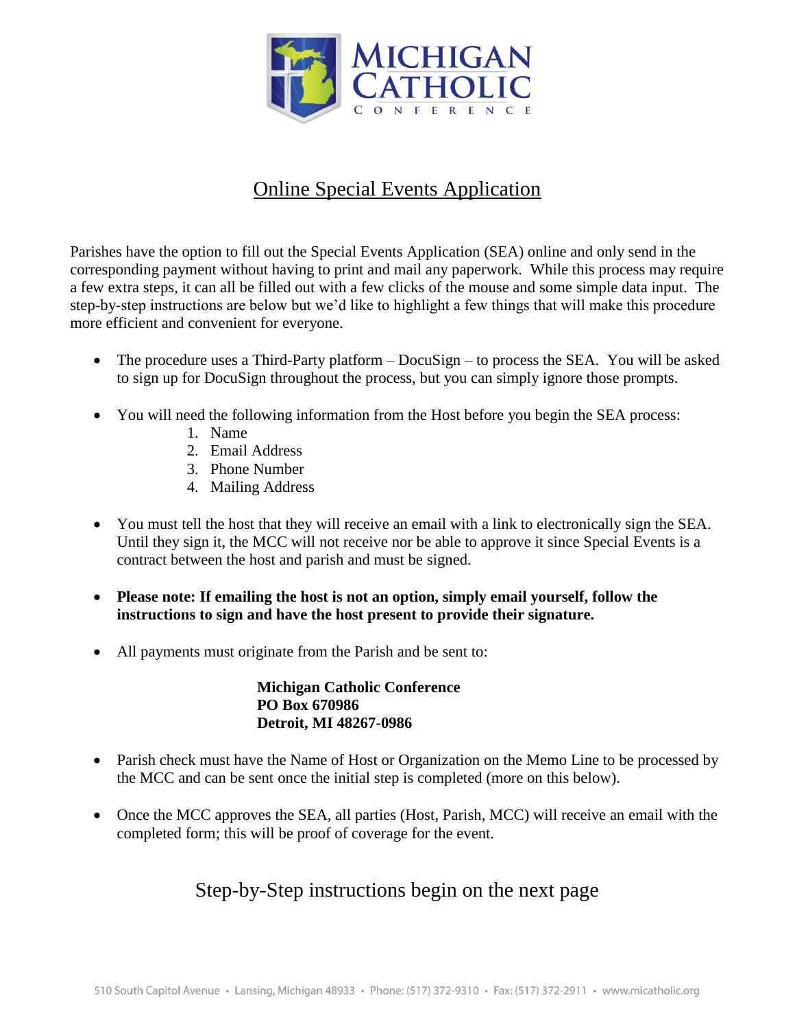# Online Special Events Application

Parishes have the option to fill out the Special Events Application (SEA) online and only send in the corresponding payment without having to print and mail any paperwork. While this process may require a few extra steps, it can all be filled out with a few clicks of the mouse and some simple data input. The step-by-step instructions are below but we'd like to highlight a few things that will make this procedure more efficient and convenient for everyone.

- The procedure uses a Third-Party platform – DocuSign – to process the SEA. You will be asked to sign up for DocuSign throughout the process, but you can simply ignore those prompts.

- You will need the following information from the Host before you begin the SEA process:
    1. Name
    2. Email Address
    3. Phone Number
    4. Mailing Address

- You must tell the host that they will receive an email with a link to electronically sign the SEA. Until they sign it, the MCC will not receive nor be able to approve it since Special Events is a contract between the host and parish and must be signed.

- **Please note: If emailing the host is not an option, simply email yourself, follow the instructions to sign and have the host present to provide their signature.**

- All payments must originate from the Parish and be sent to:

  **Michigan Catholic Conference**
  **PO Box 670986**
  **Detroit, MI 48267-0986**

- Parish check must have the Name of Host or Organization on the Memo Line to be processed by the MCC and can be sent once the initial step is completed (more on this below).

- Once the MCC approves the SEA, all parties (Host, Parish, MCC) will receive an email with the completed form; this will be proof of coverage for the event.

## Step-by-Step instructions begin on the next page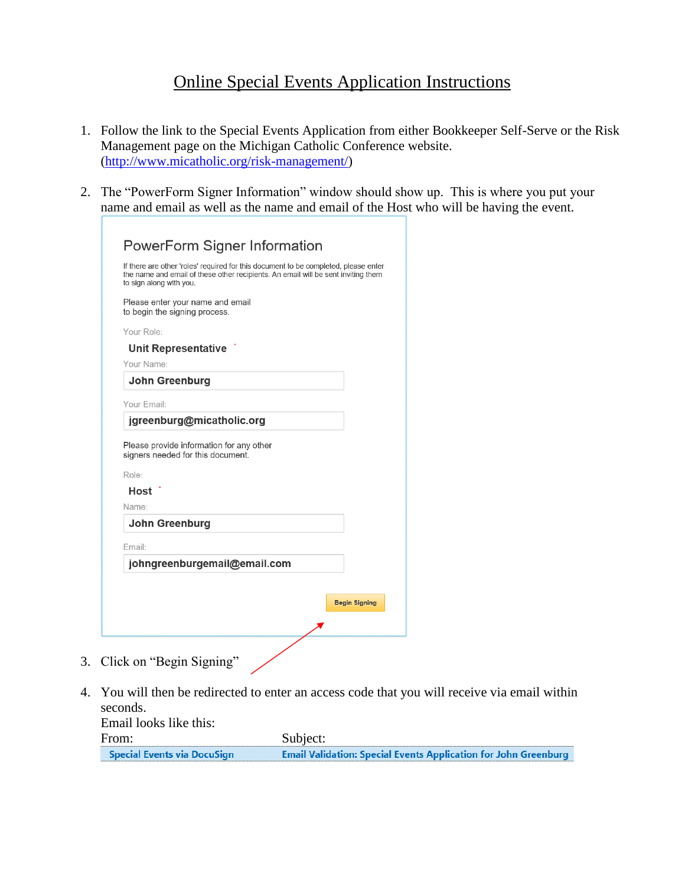# Online Special Events Application Instructions

1. Follow the link to the Special Events Application from either Bookkeeper Self-Serve or the Risk Management page on the Michigan Catholic Conference website. (http://www.micatholic.org/risk-management/)

2. The "PowerForm Signer Information" window should show up. This is where you put your name and email as well as the name and email of the Host who will be having the event.

   PowerForm Signer Information

   If there are other 'roles' required for this document to be completed, please enter the name and email of these other recipients. An email will be sent inviting them to sign along with you.

   Please enter your name and email to begin the signing process.

   Your Role:
   **Unit Representative** *

   Your Name:
   **John Greenburg**

   Your Email:
   **jgreenburg@micatholic.org**

   Please provide information for any other signers needed for this document.

   Role:
   **Host** *

   Name:
   **John Greenburg**

   Email:
   **johngreenburgemail@email.com**

   **Begin Signing**

3. Click on "Begin Signing"

4. You will then be redirected to enter an access code that you will receive via email within seconds.
   Email looks like this:

| From: | Subject: |
| --- | --- |
| Special Events via DocuSign | Email Validation: Special Events Application for John Greenburg |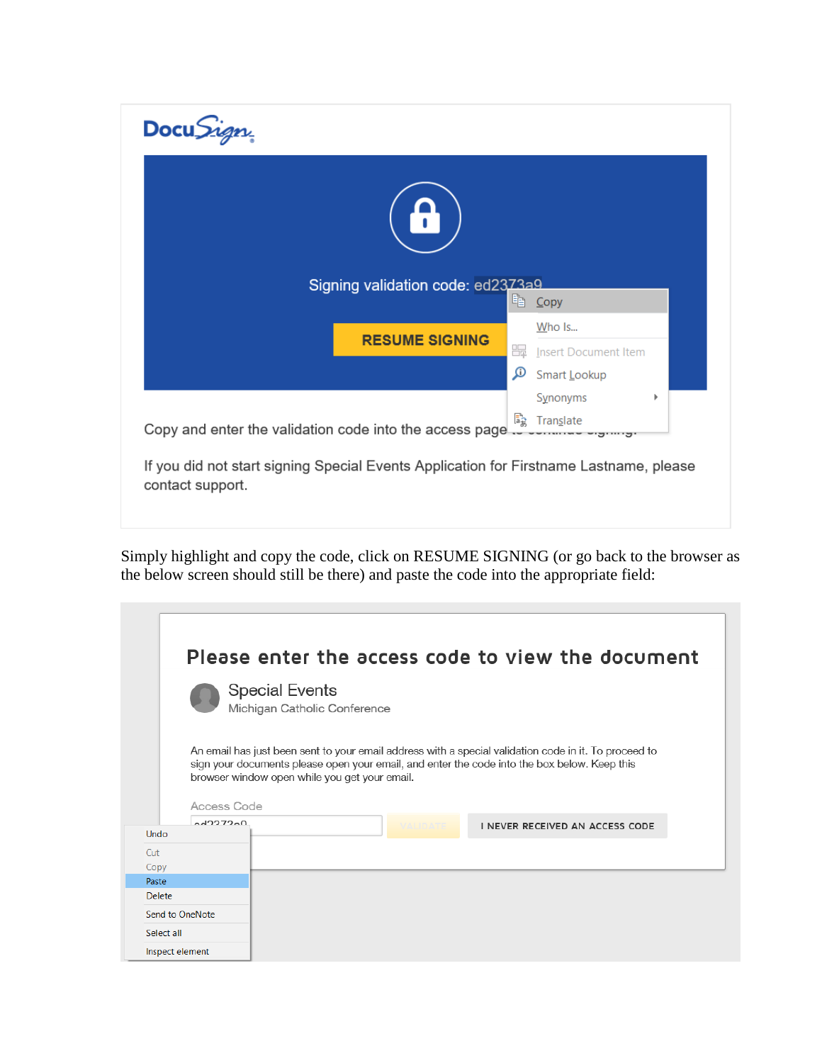DocuSign

Signing validation code: ed2373a9

Copy
Who Is...
Insert Document Item
Smart Lookup
Synonyms
Translate

RESUME SIGNING

Copy and enter the validation code into the access page to continue signing.

If you did not start signing Special Events Application for Firstname Lastname, please contact support.

Simply highlight and copy the code, click on RESUME SIGNING (or go back to the browser as the below screen should still be there) and paste the code into the appropriate field:

**Please enter the access code to view the document**

Special Events
Michigan Catholic Conference

An email has just been sent to your email address with a special validation code in it. To proceed to sign your documents please open your email, and enter the code into the box below. Keep this browser window open while you get your email.

Access Code

ed2373a9

VALIDATE

I NEVER RECEIVED AN ACCESS CODE

Undo
Cut
Copy
Paste
Delete
Send to OneNote
Select all
Inspect element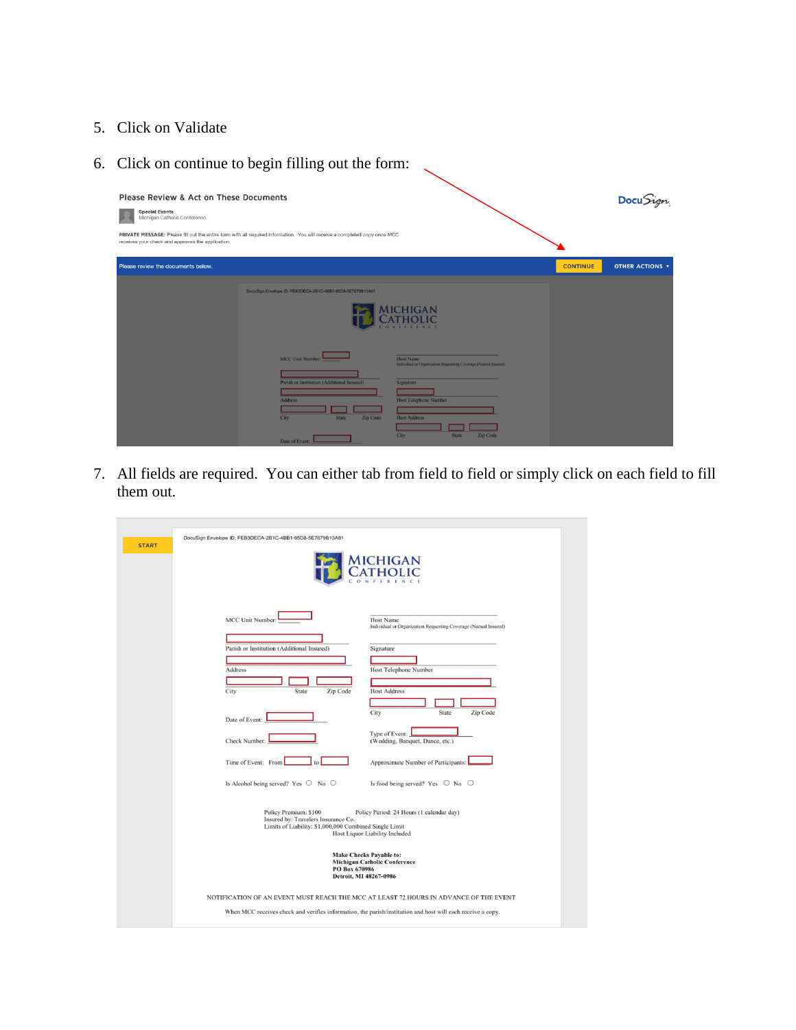5. Click on Validate

6. Click on continue to begin filling out the form:

7. All fields are required. You can either tab from field to field or simply click on each field to fill them out.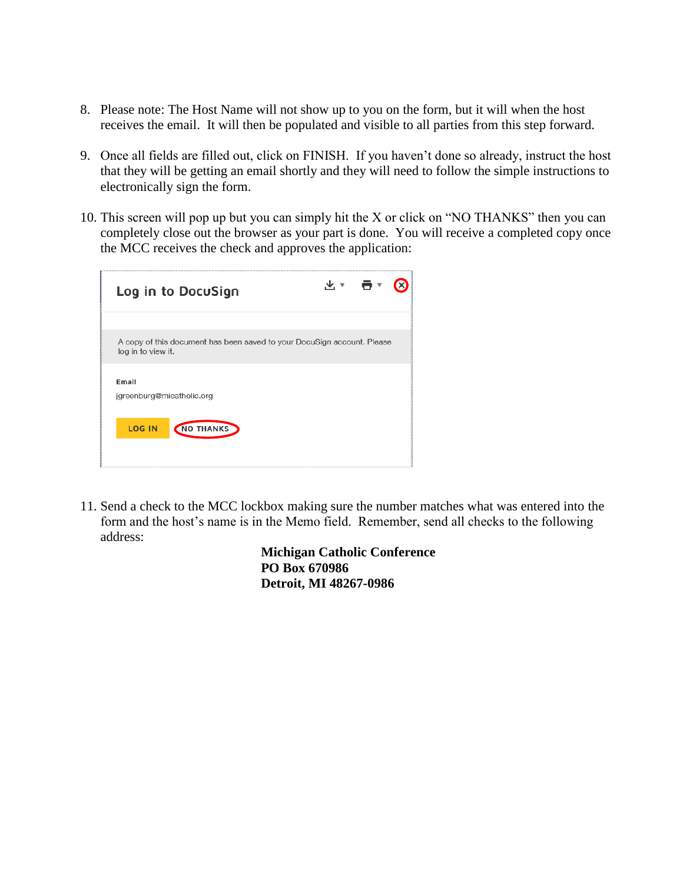8. Please note: The Host Name will not show up to you on the form, but it will when the host receives the email. It will then be populated and visible to all parties from this step forward.

9. Once all fields are filled out, click on FINISH. If you haven't done so already, instruct the host that they will be getting an email shortly and they will need to follow the simple instructions to electronically sign the form.

10. This screen will pop up but you can simply hit the X or click on "NO THANKS" then you can completely close out the browser as your part is done. You will receive a completed copy once the MCC receives the check and approves the application:

11. Send a check to the MCC lockbox making sure the number matches what was entered into the form and the host's name is in the Memo field. Remember, send all checks to the following address:

**Michigan Catholic Conference**
**PO Box 670986**
**Detroit, MI 48267-0986**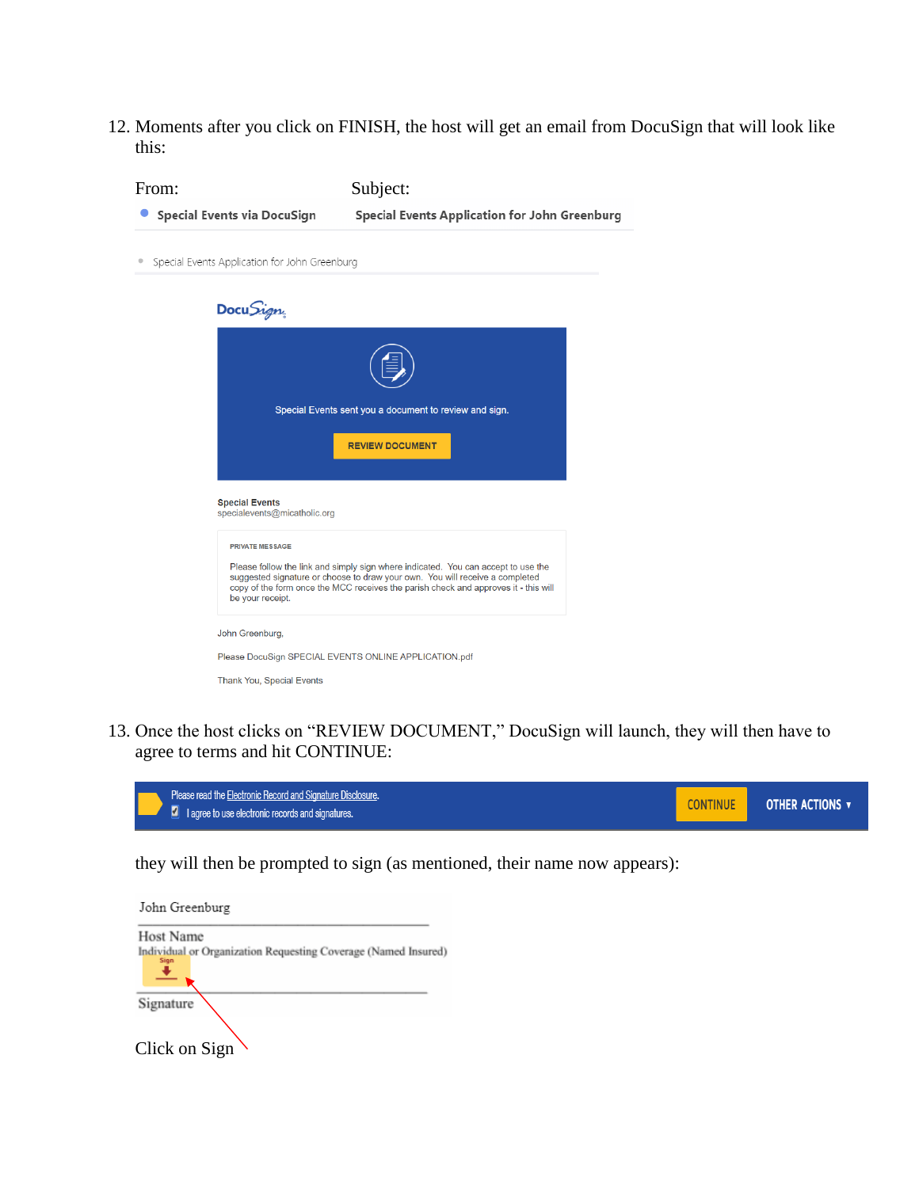12. Moments after you click on FINISH, the host will get an email from DocuSign that will look like this:

From: Special Events via DocuSign

Subject: Special Events Application for John Greenburg

Special Events Application for John Greenburg

DocuSign

Special Events sent you a document to review and sign.

REVIEW DOCUMENT

Special Events
specialevents@micatholic.org

PRIVATE MESSAGE

Please follow the link and simply sign where indicated. You can accept to use the suggested signature or choose to draw your own. You will receive a completed copy of the form once the MCC receives the parish check and approves it - this will be your receipt.

John Greenburg,

Please DocuSign SPECIAL EVENTS ONLINE APPLICATION.pdf

Thank You, Special Events

13. Once the host clicks on "REVIEW DOCUMENT," DocuSign will launch, they will then have to agree to terms and hit CONTINUE:

Please read the Electronic Record and Signature Disclosure.
☑ I agree to use electronic records and signatures.

CONTINUE | OTHER ACTIONS ▾

they will then be prompted to sign (as mentioned, their name now appears):

John Greenburg

Host Name
Individual or Organization Requesting Coverage (Named Insured)

Sign

Signature

Click on Sign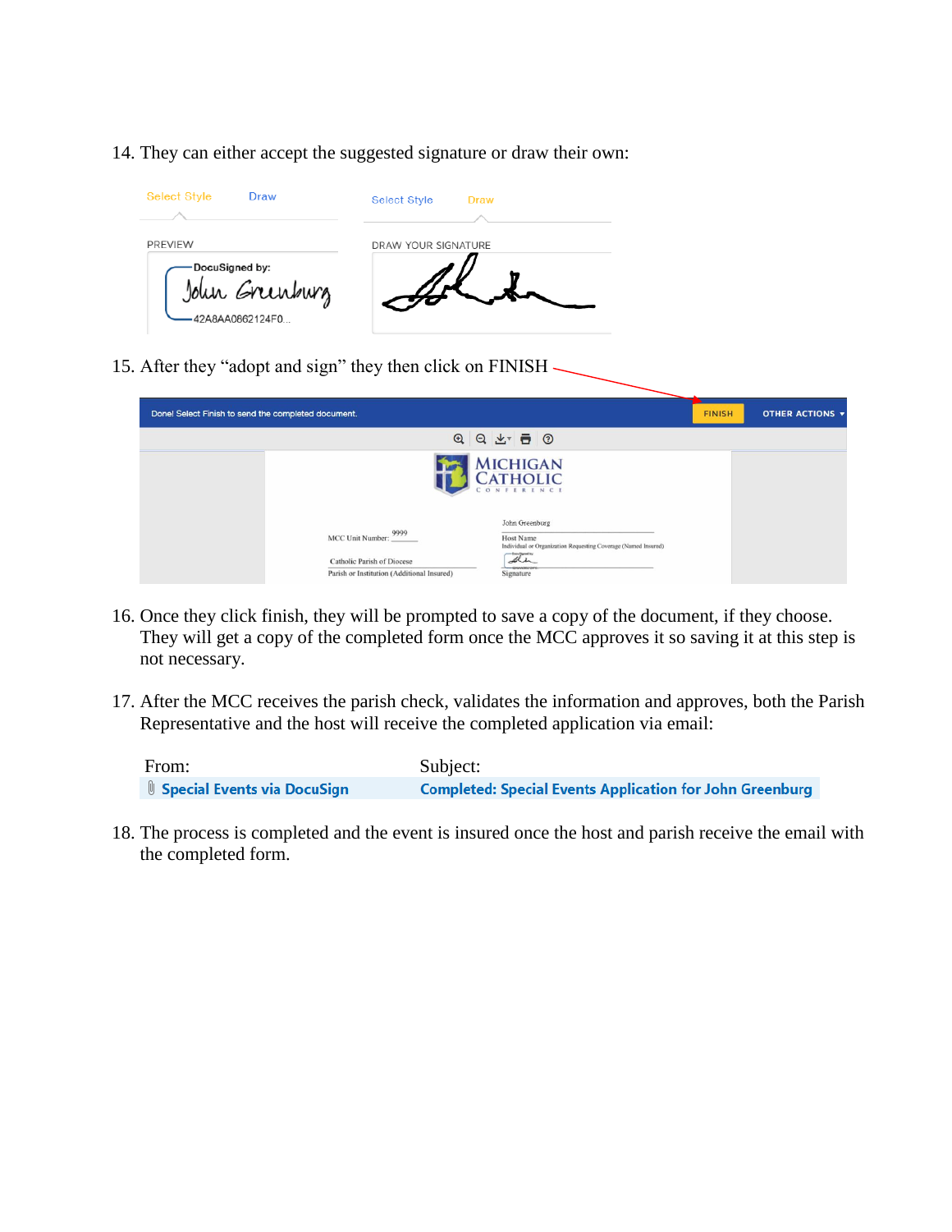14. They can either accept the suggested signature or draw their own:

15. After they "adopt and sign" they then click on FINISH

16. Once they click finish, they will be prompted to save a copy of the document, if they choose. They will get a copy of the completed form once the MCC approves it so saving it at this step is not necessary.

17. After the MCC receives the parish check, validates the information and approves, both the Parish Representative and the host will receive the completed application via email:

| From: | Subject: |
|---|---|
| Special Events via DocuSign | Completed: Special Events Application for John Greenburg |

18. The process is completed and the event is insured once the host and parish receive the email with the completed form.